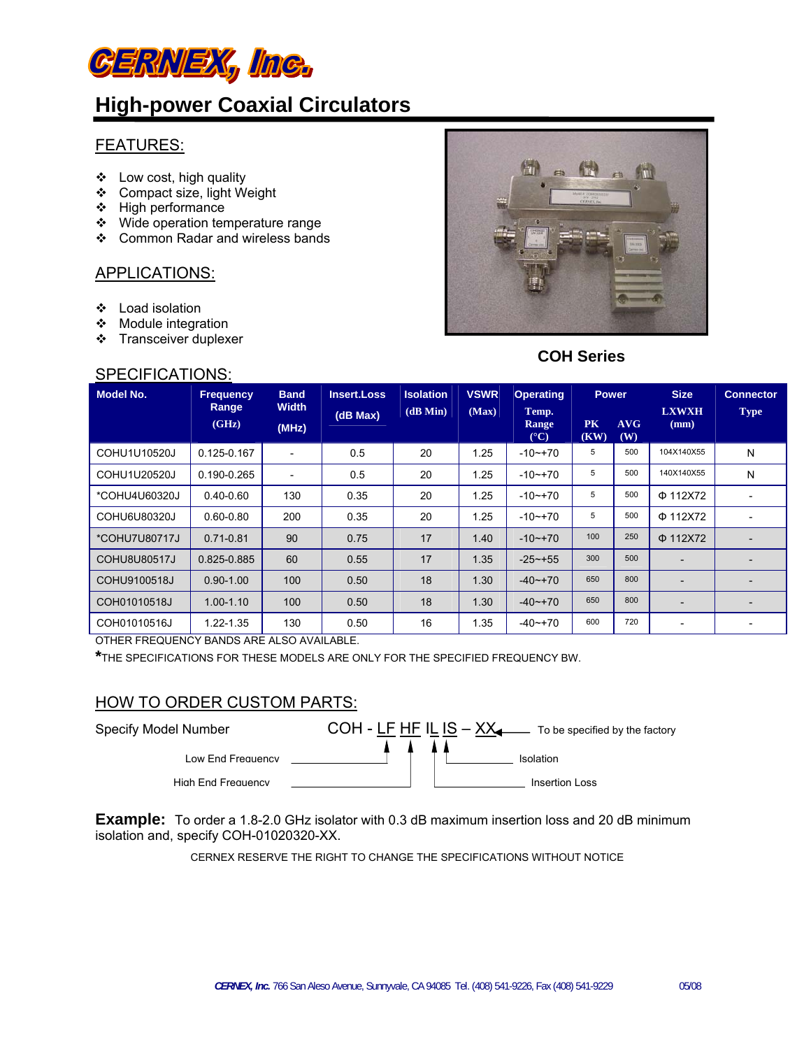# CERNEX, Inc.

## High-power Coaxial Circulators

### FEATURES:

- Low cost, high quality
- Compact size, light Weight
- High performance
- Wide operation temperature range
- Common Radar and wireless bands

### APPLICATIONS:

- Load isolation
- Module integration
- Transceiver duplexer

**COH Series**

### SPECIFICATIONS:

| Model No. | Frequency Range (GHz) | Band Width (MHz) | Insert.Loss (dB Max) | Isolation (dB Min) | VSWR (Max) | Operating Temp. Range (°C) | Power PK (KW) | Power AVG (W) | Size LXWXH (mm) | Connector Type |
|---|---|---|---|---|---|---|---|---|---|---|
| COHU1U10520J | 0.125-0.167 | - | 0.5 | 20 | 1.25 | -10~+70 | 5 | 500 | 104X140X55 | N |
| COHU1U20520J | 0.190-0.265 | - | 0.5 | 20 | 1.25 | -10~+70 | 5 | 500 | 140X140X55 | N |
| *COHU4U60320J | 0.40-0.60 | 130 | 0.35 | 20 | 1.25 | -10~+70 | 5 | 500 | Φ 112X72 | - |
| COHU6U80320J | 0.60-0.80 | 200 | 0.35 | 20 | 1.25 | -10~+70 | 5 | 500 | Φ 112X72 | - |
| *COHU7U80717J | 0.71-0.81 | 90 | 0.75 | 17 | 1.40 | -10~+70 | 100 | 250 | Φ 112X72 | - |
| COHU8U80517J | 0.825-0.885 | 60 | 0.55 | 17 | 1.35 | -25~+55 | 300 | 500 | - | - |
| COHU9100518J | 0.90-1.00 | 100 | 0.50 | 18 | 1.30 | -40~+70 | 650 | 800 | - | - |
| COH01010518J | 1.00-1.10 | 100 | 0.50 | 18 | 1.30 | -40~+70 | 650 | 800 | - | - |
| COH01010516J | 1.22-1.35 | 130 | 0.50 | 16 | 1.35 | -40~+70 | 600 | 720 | - | - |

OTHER FREQUENCY BANDS ARE ALSO AVAILABLE.

*THE SPECIFICATIONS FOR THESE MODELS ARE ONLY FOR THE SPECIFIED FREQUENCY BW.

### HOW TO ORDER CUSTOM PARTS:

Specify Model Number COH - LF HF IL IS – XX

- LF: Low End Frequency
- HF: High End Frequency
- IL: Insertion Loss
- IS: Isolation
- XX: To be specified by the factory

**Example:** To order a 1.8-2.0 GHz isolator with 0.3 dB maximum insertion loss and 20 dB minimum isolation and, specify COH-01020320-XX.

CERNEX RESERVE THE RIGHT TO CHANGE THE SPECIFICATIONS WITHOUT NOTICE

*CERNEX, Inc.* 766 San Aleso Avenue, Sunnyvale, CA 94085 Tel. (408) 541-9226, Fax (408) 541-9229 05/08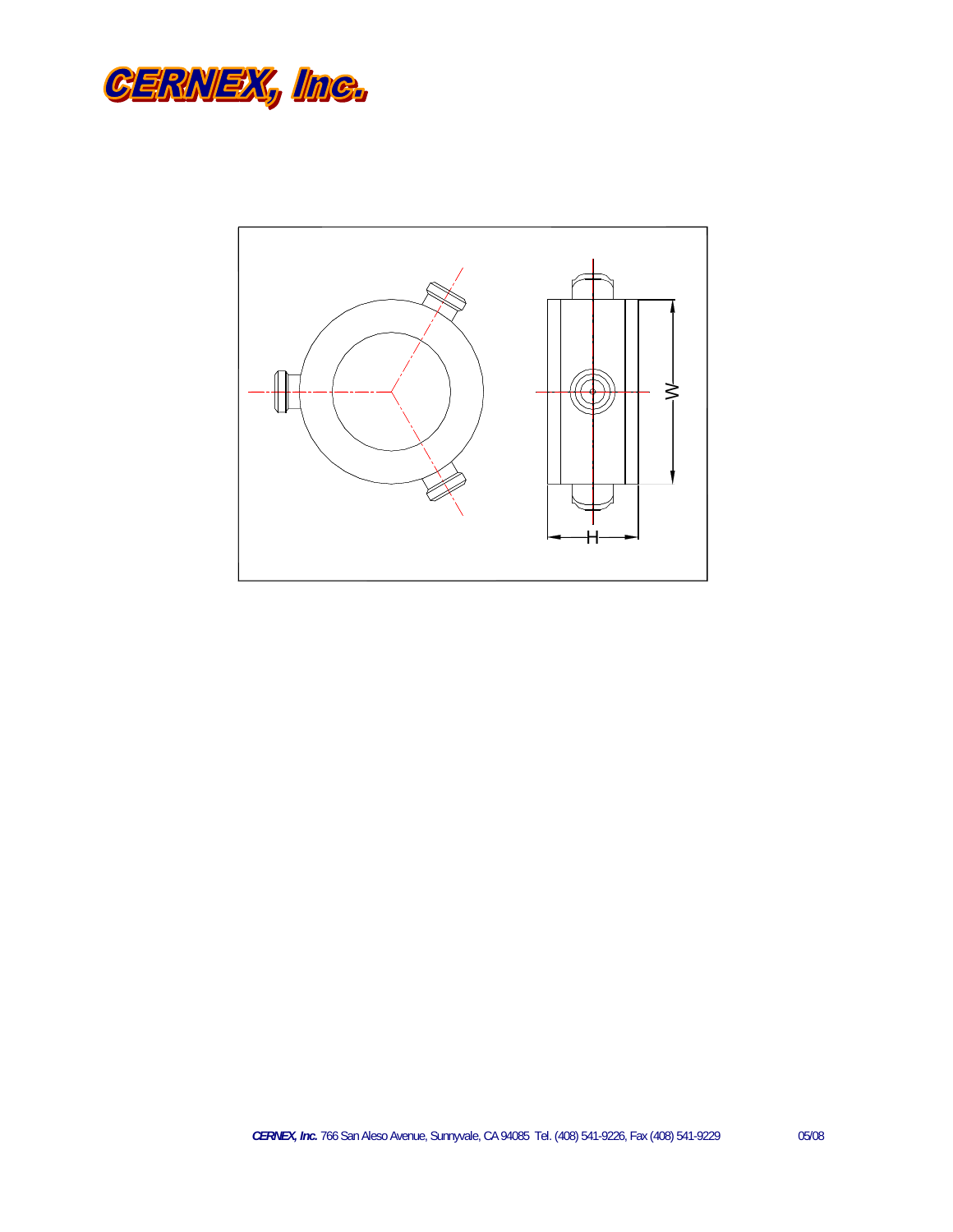# CERNEX, Inc.

W

H

***CERNEX, Inc.*** 766 San Aleso Avenue, Sunnyvale, CA 94085 Tel. (408) 541-9226, Fax (408) 541-9229 05/08